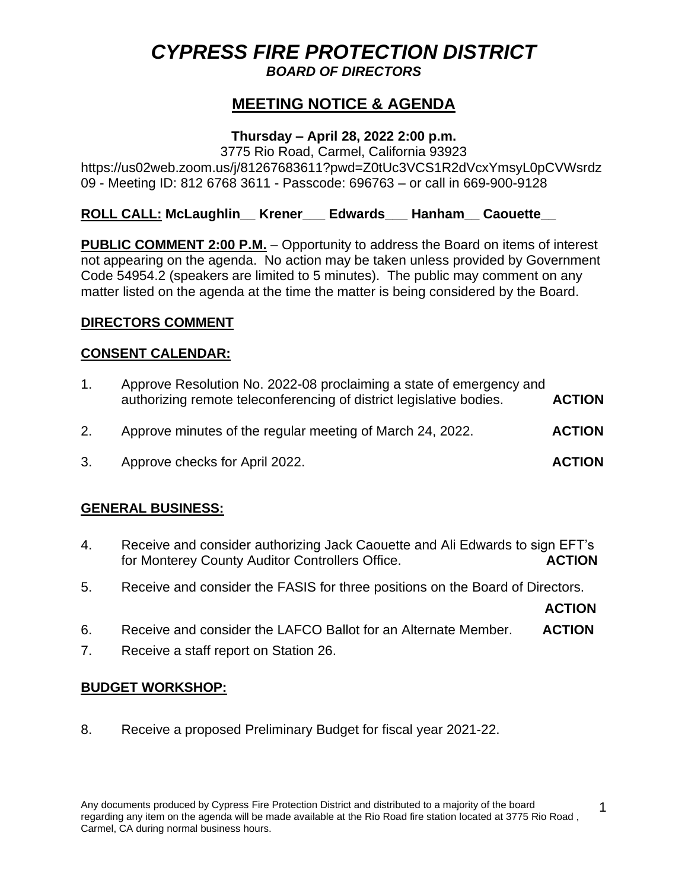# *CYPRESS FIRE PROTECTION DISTRICT*

***BOARD OF DIRECTORS***

## MEETING NOTICE & AGENDA

**Thursday – April 28, 2022 2:00 p.m.**

3775 Rio Road, Carmel, California 93923

https://us02web.zoom.us/j/81267683611?pwd=Z0tUc3VCS1R2dVcxYmsyL0pCVWsrdz09 - Meeting ID: 812 6768 3611 - Passcode: 696763 – or call in 669-900-9128

**ROLL CALL: McLaughlin__ Krener___ Edwards___ Hanham__ Caouette__**

**PUBLIC COMMENT 2:00 P.M.** – Opportunity to address the Board on items of interest not appearing on the agenda. No action may be taken unless provided by Government Code 54954.2 (speakers are limited to 5 minutes). The public may comment on any matter listed on the agenda at the time the matter is being considered by the Board.

**DIRECTORS COMMENT**

**CONSENT CALENDAR:**

1. Approve Resolution No. 2022-08 proclaiming a state of emergency and authorizing remote teleconferencing of district legislative bodies. **ACTION**
2. Approve minutes of the regular meeting of March 24, 2022. **ACTION**
3. Approve checks for April 2022. **ACTION**

**GENERAL BUSINESS:**

4. Receive and consider authorizing Jack Caouette and Ali Edwards to sign EFT's for Monterey County Auditor Controllers Office. **ACTION**
5. Receive and consider the FASIS for three positions on the Board of Directors. **ACTION**
6. Receive and consider the LAFCO Ballot for an Alternate Member. **ACTION**
7. Receive a staff report on Station 26.

**BUDGET WORKSHOP:**

8. Receive a proposed Preliminary Budget for fiscal year 2021-22.

Any documents produced by Cypress Fire Protection District and distributed to a majority of the board regarding any item on the agenda will be made available at the Rio Road fire station located at 3775 Rio Road , Carmel, CA during normal business hours.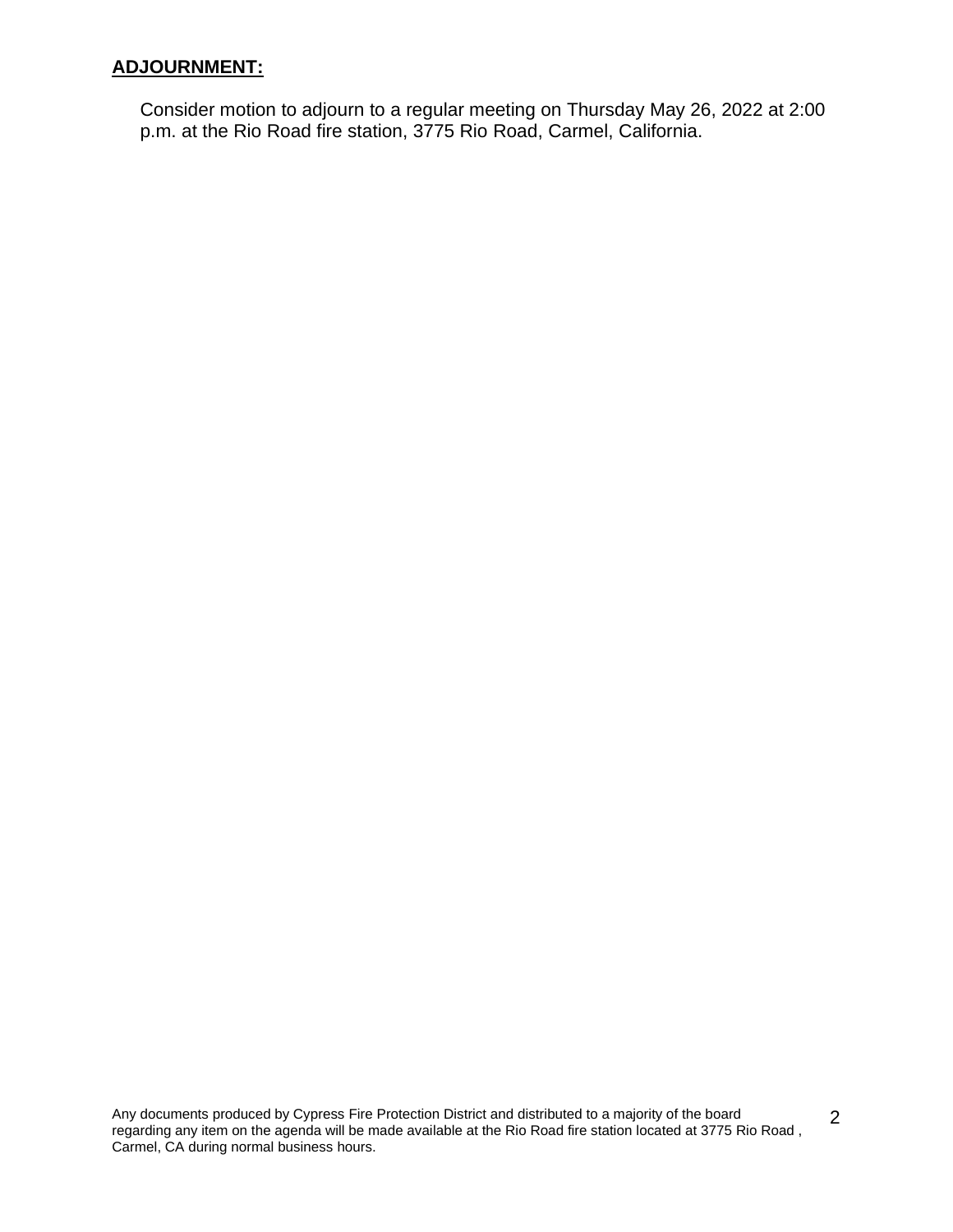**ADJOURNMENT:**

Consider motion to adjourn to a regular meeting on Thursday May 26, 2022 at 2:00 p.m. at the Rio Road fire station, 3775 Rio Road, Carmel, California.

Any documents produced by Cypress Fire Protection District and distributed to a majority of the board regarding any item on the agenda will be made available at the Rio Road fire station located at 3775 Rio Road , Carmel, CA during normal business hours.